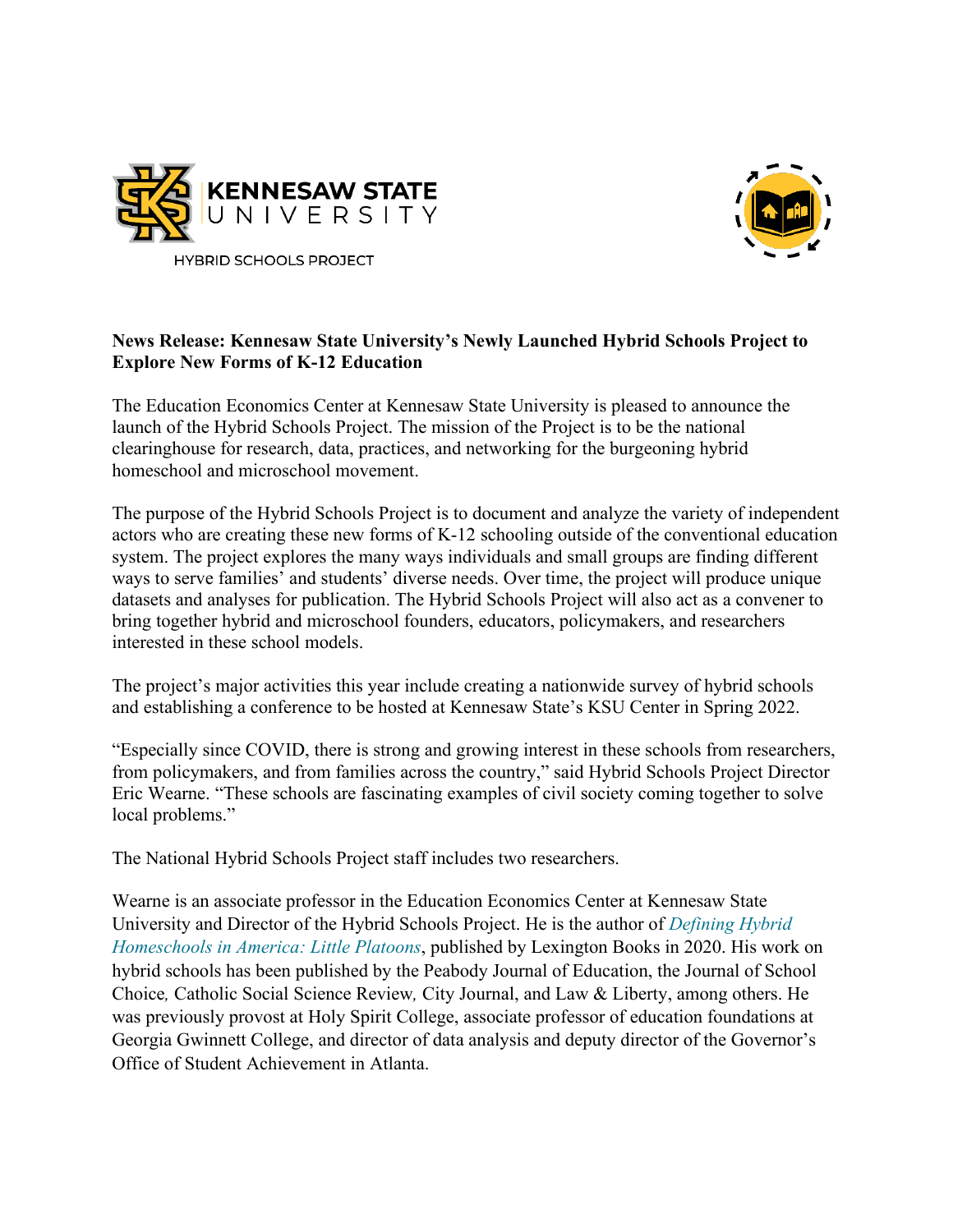KENNESAW STATE UNIVERSITY

HYBRID SCHOOLS PROJECT

**News Release: Kennesaw State University's Newly Launched Hybrid Schools Project to Explore New Forms of K-12 Education**

The Education Economics Center at Kennesaw State University is pleased to announce the launch of the Hybrid Schools Project. The mission of the Project is to be the national clearinghouse for research, data, practices, and networking for the burgeoning hybrid homeschool and microschool movement.

The purpose of the Hybrid Schools Project is to document and analyze the variety of independent actors who are creating these new forms of K-12 schooling outside of the conventional education system. The project explores the many ways individuals and small groups are finding different ways to serve families' and students' diverse needs. Over time, the project will produce unique datasets and analyses for publication. The Hybrid Schools Project will also act as a convener to bring together hybrid and microschool founders, educators, policymakers, and researchers interested in these school models.

The project's major activities this year include creating a nationwide survey of hybrid schools and establishing a conference to be hosted at Kennesaw State's KSU Center in Spring 2022.

"Especially since COVID, there is strong and growing interest in these schools from researchers, from policymakers, and from families across the country," said Hybrid Schools Project Director Eric Wearne. "These schools are fascinating examples of civil society coming together to solve local problems."

The National Hybrid Schools Project staff includes two researchers.

Wearne is an associate professor in the Education Economics Center at Kennesaw State University and Director of the Hybrid Schools Project. He is the author of *Defining Hybrid Homeschools in America: Little Platoons*, published by Lexington Books in 2020. His work on hybrid schools has been published by the Peabody Journal of Education, the Journal of School Choice, Catholic Social Science Review, City Journal, and Law & Liberty, among others. He was previously provost at Holy Spirit College, associate professor of education foundations at Georgia Gwinnett College, and director of data analysis and deputy director of the Governor's Office of Student Achievement in Atlanta.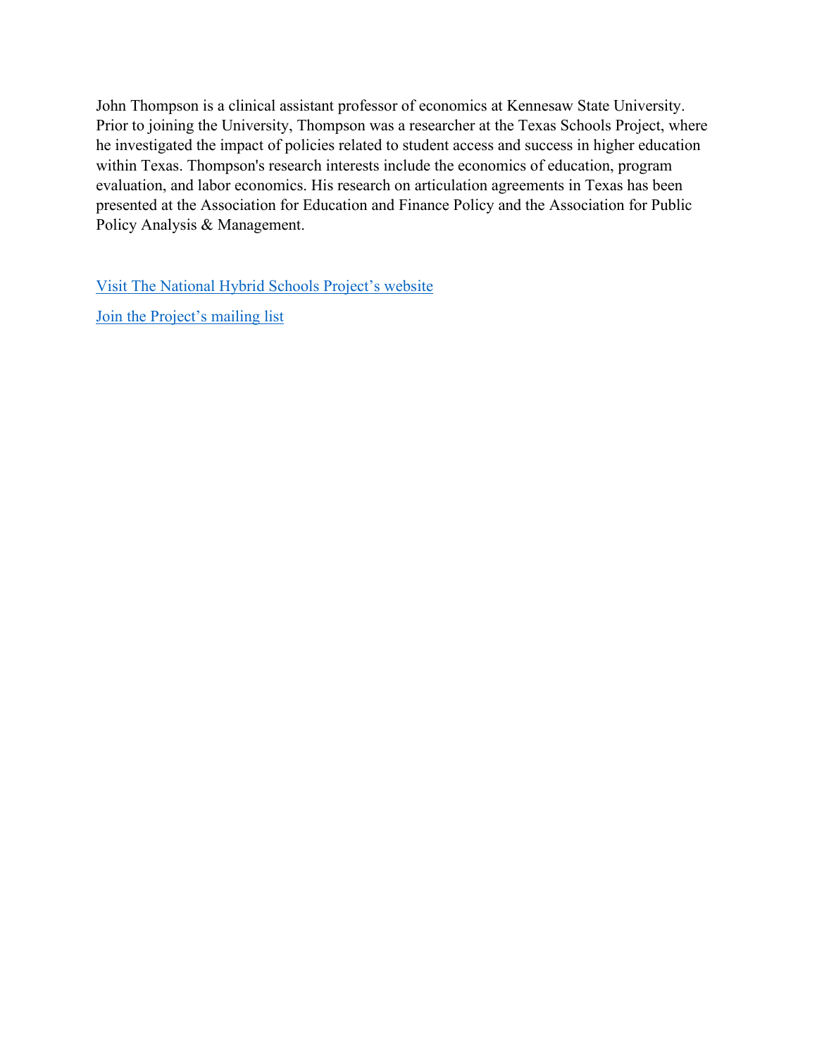John Thompson is a clinical assistant professor of economics at Kennesaw State University. Prior to joining the University, Thompson was a researcher at the Texas Schools Project, where he investigated the impact of policies related to student access and success in higher education within Texas. Thompson's research interests include the economics of education, program evaluation, and labor economics. His research on articulation agreements in Texas has been presented at the Association for Education and Finance Policy and the Association for Public Policy Analysis & Management.

Visit The National Hybrid Schools Project's website

Join the Project's mailing list